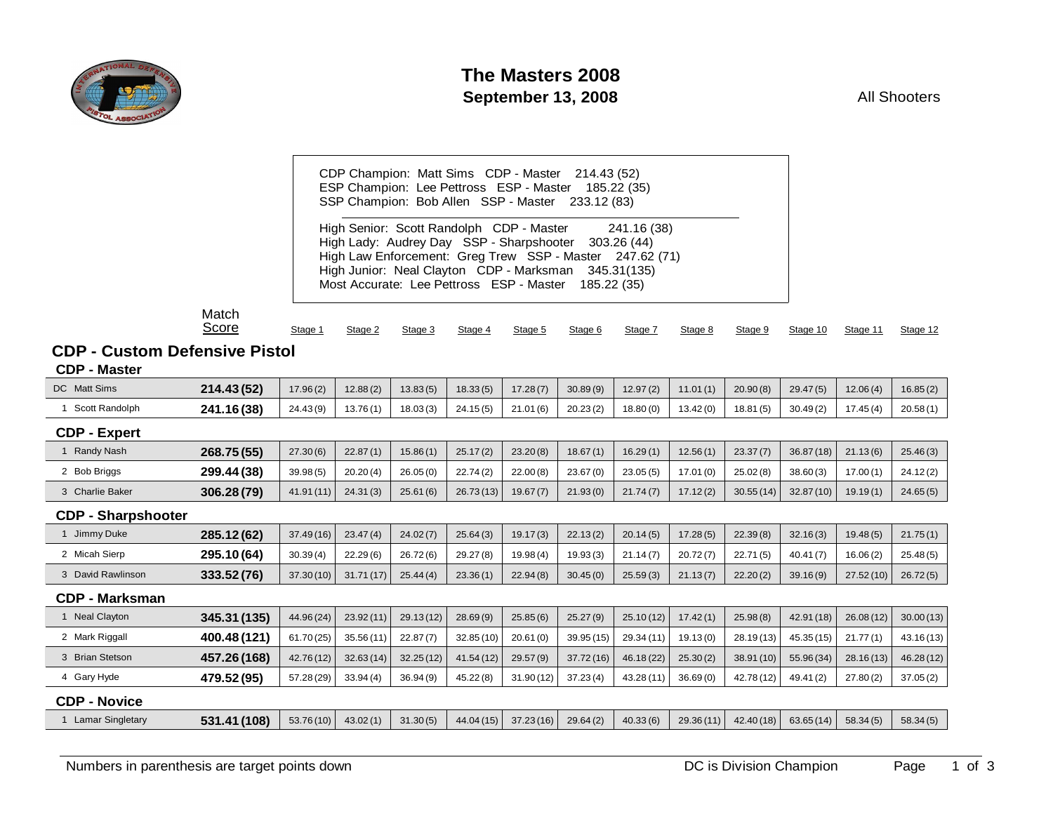# The Masters 2008

**September 13, 2008**

All Shooters

CDP Champion: Matt Sims CDP - Master 214.43 (52)
ESP Champion: Lee Pettross ESP - Master 185.22 (35)
SSP Champion: Bob Allen SSP - Master 233.12 (83)

High Senior: Scott Randolph CDP - Master 241.16 (38)
High Lady: Audrey Day SSP - Sharpshooter 303.26 (44)
High Law Enforcement: Greg Trew SSP - Master 247.62 (71)
High Junior: Neal Clayton CDP - Marksman 345.31(135)
Most Accurate: Lee Pettross ESP - Master 185.22 (35)

## CDP - Custom Defensive Pistol

| | Match Score | Stage 1 | Stage 2 | Stage 3 | Stage 4 | Stage 5 | Stage 6 | Stage 7 | Stage 8 | Stage 9 | Stage 10 | Stage 11 | Stage 12 |
|---|---|---|---|---|---|---|---|---|---|---|---|---|---|
| **CDP - Master** | | | | | | | | | | | | | |
| DC Matt Sims | **214.43 (52)** | 17.96 (2) | 12.88 (2) | 13.83 (5) | 18.33 (5) | 17.28 (7) | 30.89 (9) | 12.97 (2) | 11.01 (1) | 20.90 (8) | 29.47 (5) | 12.06 (4) | 16.85 (2) |
| 1 Scott Randolph | **241.16 (38)** | 24.43 (9) | 13.76 (1) | 18.03 (3) | 24.15 (5) | 21.01 (6) | 20.23 (2) | 18.80 (0) | 13.42 (0) | 18.81 (5) | 30.49 (2) | 17.45 (4) | 20.58 (1) |
| **CDP - Expert** | | | | | | | | | | | | | |
| 1 Randy Nash | **268.75 (55)** | 27.30 (6) | 22.87 (1) | 15.86 (1) | 25.17 (2) | 23.20 (8) | 18.67 (1) | 16.29 (1) | 12.56 (1) | 23.37 (7) | 36.87 (18) | 21.13 (6) | 25.46 (3) |
| 2 Bob Briggs | **299.44 (38)** | 39.98 (5) | 20.20 (4) | 26.05 (0) | 22.74 (2) | 22.00 (8) | 23.67 (0) | 23.05 (5) | 17.01 (0) | 25.02 (8) | 38.60 (3) | 17.00 (1) | 24.12 (2) |
| 3 Charlie Baker | **306.28 (79)** | 41.91 (11) | 24.31 (3) | 25.61 (6) | 26.73 (13) | 19.67 (7) | 21.93 (0) | 21.74 (7) | 17.12 (2) | 30.55 (14) | 32.87 (10) | 19.19 (1) | 24.65 (5) |
| **CDP - Sharpshooter** | | | | | | | | | | | | | |
| 1 Jimmy Duke | **285.12 (62)** | 37.49 (16) | 23.47 (4) | 24.02 (7) | 25.64 (3) | 19.17 (3) | 22.13 (2) | 20.14 (5) | 17.28 (5) | 22.39 (8) | 32.16 (3) | 19.48 (5) | 21.75 (1) |
| 2 Micah Sierp | **295.10 (64)** | 30.39 (4) | 22.29 (6) | 26.72 (6) | 29.27 (8) | 19.98 (4) | 19.93 (3) | 21.14 (7) | 20.72 (7) | 22.71 (5) | 40.41 (7) | 16.06 (2) | 25.48 (5) |
| 3 David Rawlinson | **333.52 (76)** | 37.30 (10) | 31.71 (17) | 25.44 (4) | 23.36 (1) | 22.94 (8) | 30.45 (0) | 25.59 (3) | 21.13 (7) | 22.20 (2) | 39.16 (9) | 27.52 (10) | 26.72 (5) |
| **CDP - Marksman** | | | | | | | | | | | | | |
| 1 Neal Clayton | **345.31 (135)** | 44.96 (24) | 23.92 (11) | 29.13 (12) | 28.69 (9) | 25.85 (6) | 25.27 (9) | 25.10 (12) | 17.42 (1) | 25.98 (8) | 42.91 (18) | 26.08 (12) | 30.00 (13) |
| 2 Mark Riggall | **400.48 (121)** | 61.70 (25) | 35.56 (11) | 22.87 (7) | 32.85 (10) | 20.61 (0) | 39.95 (15) | 29.34 (11) | 19.13 (0) | 28.19 (13) | 45.35 (15) | 21.77 (1) | 43.16 (13) |
| 3 Brian Stetson | **457.26 (168)** | 42.76 (12) | 32.63 (14) | 32.25 (12) | 41.54 (12) | 29.57 (9) | 37.72 (16) | 46.18 (22) | 25.30 (2) | 38.91 (10) | 55.96 (34) | 28.16 (13) | 46.28 (12) |
| 4 Gary Hyde | **479.52 (95)** | 57.28 (29) | 33.94 (4) | 36.94 (9) | 45.22 (8) | 31.90 (12) | 37.23 (4) | 43.28 (11) | 36.69 (0) | 42.78 (12) | 49.41 (2) | 27.80 (2) | 37.05 (2) |
| **CDP - Novice** | | | | | | | | | | | | | |
| 1 Lamar Singletary | **531.41 (108)** | 53.76 (10) | 43.02 (1) | 31.30 (5) | 44.04 (15) | 37.23 (16) | 29.64 (2) | 40.33 (6) | 29.36 (11) | 42.40 (18) | 63.65 (14) | 58.34 (5) | 58.34 (5) |

Numbers in parenthesis are target points down

DC is Division Champion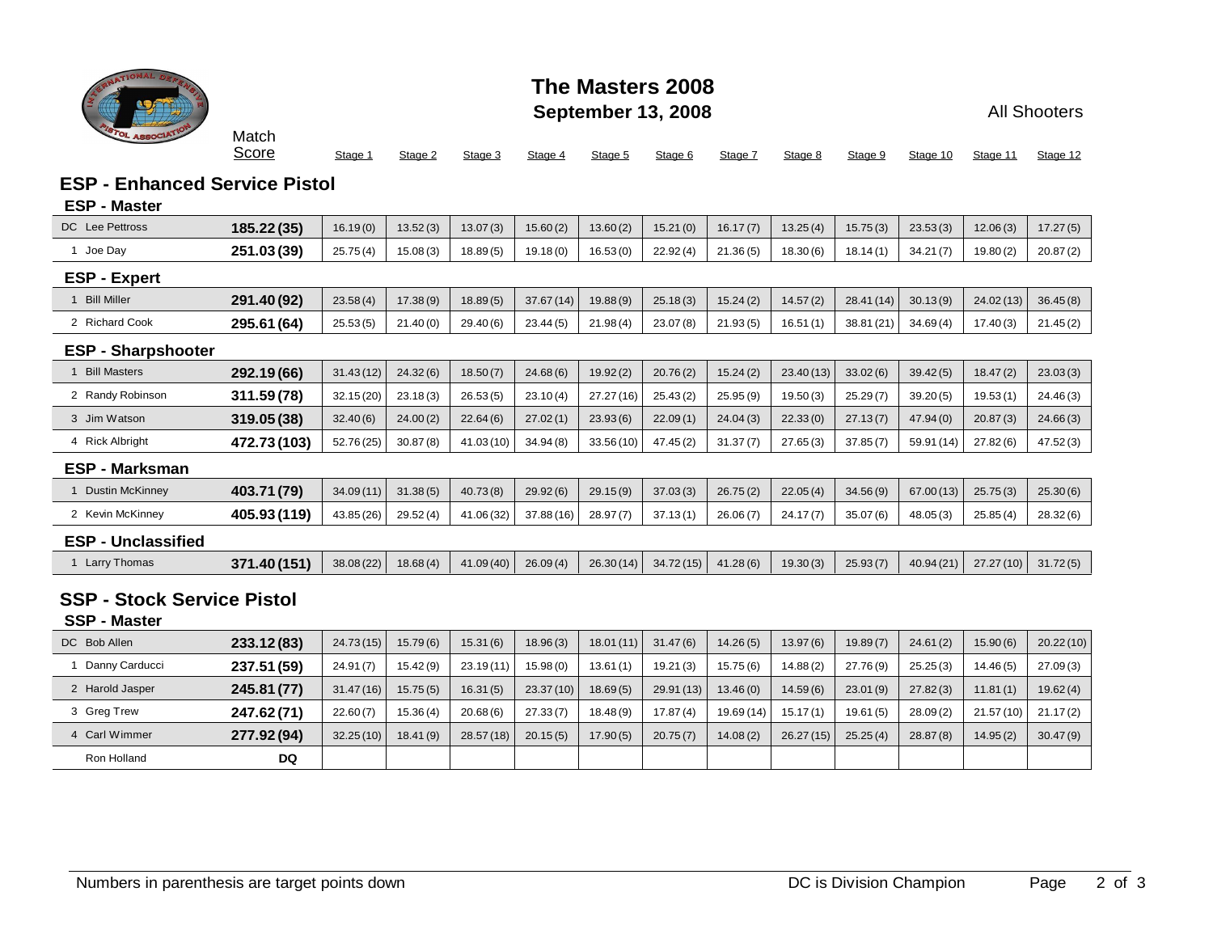# The Masters 2008

**September 13, 2008**

All Shooters

| | Match Score | Stage 1 | Stage 2 | Stage 3 | Stage 4 | Stage 5 | Stage 6 | Stage 7 | Stage 8 | Stage 9 | Stage 10 | Stage 11 | Stage 12 |
|---|---|---|---|---|---|---|---|---|---|---|---|---|---|
| **ESP - Enhanced Service Pistol** | | | | | | | | | | | | | |
| **ESP - Master** | | | | | | | | | | | | | |
| DC Lee Pettross | **185.22 (35)** | 16.19 (0) | 13.52 (3) | 13.07 (3) | 15.60 (2) | 13.60 (2) | 15.21 (0) | 16.17 (7) | 13.25 (4) | 15.75 (3) | 23.53 (3) | 12.06 (3) | 17.27 (5) |
| 1 Joe Day | **251.03 (39)** | 25.75 (4) | 15.08 (3) | 18.89 (5) | 19.18 (0) | 16.53 (0) | 22.92 (4) | 21.36 (5) | 18.30 (6) | 18.14 (1) | 34.21 (7) | 19.80 (2) | 20.87 (2) |
| **ESP - Expert** | | | | | | | | | | | | | |
| 1 Bill Miller | **291.40 (92)** | 23.58 (4) | 17.38 (9) | 18.89 (5) | 37.67 (14) | 19.88 (9) | 25.18 (3) | 15.24 (2) | 14.57 (2) | 28.41 (14) | 30.13 (9) | 24.02 (13) | 36.45 (8) |
| 2 Richard Cook | **295.61 (64)** | 25.53 (5) | 21.40 (0) | 29.40 (6) | 23.44 (5) | 21.98 (4) | 23.07 (8) | 21.93 (5) | 16.51 (1) | 38.81 (21) | 34.69 (4) | 17.40 (3) | 21.45 (2) |
| **ESP - Sharpshooter** | | | | | | | | | | | | | |
| 1 Bill Masters | **292.19 (66)** | 31.43 (12) | 24.32 (6) | 18.50 (7) | 24.68 (6) | 19.92 (2) | 20.76 (2) | 15.24 (2) | 23.40 (13) | 33.02 (6) | 39.42 (5) | 18.47 (2) | 23.03 (3) |
| 2 Randy Robinson | **311.59 (78)** | 32.15 (20) | 23.18 (3) | 26.53 (5) | 23.10 (4) | 27.27 (16) | 25.43 (2) | 25.95 (9) | 19.50 (3) | 25.29 (7) | 39.20 (5) | 19.53 (1) | 24.46 (3) |
| 3 Jim Watson | **319.05 (38)** | 32.40 (6) | 24.00 (2) | 22.64 (6) | 27.02 (1) | 23.93 (6) | 22.09 (1) | 24.04 (3) | 22.33 (0) | 27.13 (7) | 47.94 (0) | 20.87 (3) | 24.66 (3) |
| 4 Rick Albright | **472.73 (103)** | 52.76 (25) | 30.87 (8) | 41.03 (10) | 34.94 (8) | 33.56 (10) | 47.45 (2) | 31.37 (7) | 27.65 (3) | 37.85 (7) | 59.91 (14) | 27.82 (6) | 47.52 (3) |
| **ESP - Marksman** | | | | | | | | | | | | | |
| 1 Dustin McKinney | **403.71 (79)** | 34.09 (11) | 31.38 (5) | 40.73 (8) | 29.92 (6) | 29.15 (9) | 37.03 (3) | 26.75 (2) | 22.05 (4) | 34.56 (9) | 67.00 (13) | 25.75 (3) | 25.30 (6) |
| 2 Kevin McKinney | **405.93 (119)** | 43.85 (26) | 29.52 (4) | 41.06 (32) | 37.88 (16) | 28.97 (7) | 37.13 (1) | 26.06 (7) | 24.17 (7) | 35.07 (6) | 48.05 (3) | 25.85 (4) | 28.32 (6) |
| **ESP - Unclassified** | | | | | | | | | | | | | |
| 1 Larry Thomas | **371.40 (151)** | 38.08 (22) | 18.68 (4) | 41.09 (40) | 26.09 (4) | 26.30 (14) | 34.72 (15) | 41.28 (6) | 19.30 (3) | 25.93 (7) | 40.94 (21) | 27.27 (10) | 31.72 (5) |
| **SSP - Stock Service Pistol** | | | | | | | | | | | | | |
| **SSP - Master** | | | | | | | | | | | | | |
| DC Bob Allen | **233.12 (83)** | 24.73 (15) | 15.79 (6) | 15.31 (6) | 18.96 (3) | 18.01 (11) | 31.47 (6) | 14.26 (5) | 13.97 (6) | 19.89 (7) | 24.61 (2) | 15.90 (6) | 20.22 (10) |
| 1 Danny Carducci | **237.51 (59)** | 24.91 (7) | 15.42 (9) | 23.19 (11) | 15.98 (0) | 13.61 (1) | 19.21 (3) | 15.75 (6) | 14.88 (2) | 27.76 (9) | 25.25 (3) | 14.46 (5) | 27.09 (3) |
| 2 Harold Jasper | **245.81 (77)** | 31.47 (16) | 15.75 (5) | 16.31 (5) | 23.37 (10) | 18.69 (5) | 29.91 (13) | 13.46 (0) | 14.59 (6) | 23.01 (9) | 27.82 (3) | 11.81 (1) | 19.62 (4) |
| 3 Greg Trew | **247.62 (71)** | 22.60 (7) | 15.36 (4) | 20.68 (6) | 27.33 (7) | 18.48 (9) | 17.87 (4) | 19.69 (14) | 15.17 (1) | 19.61 (5) | 28.09 (2) | 21.57 (10) | 21.17 (2) |
| 4 Carl Wimmer | **277.92 (94)** | 32.25 (10) | 18.41 (9) | 28.57 (18) | 20.15 (5) | 17.90 (5) | 20.75 (7) | 14.08 (2) | 26.27 (15) | 25.25 (4) | 28.87 (8) | 14.95 (2) | 30.47 (9) |
| Ron Holland | **DQ** | | | | | | | | | | | | |

Numbers in parenthesis are target points down

DC is Division Champion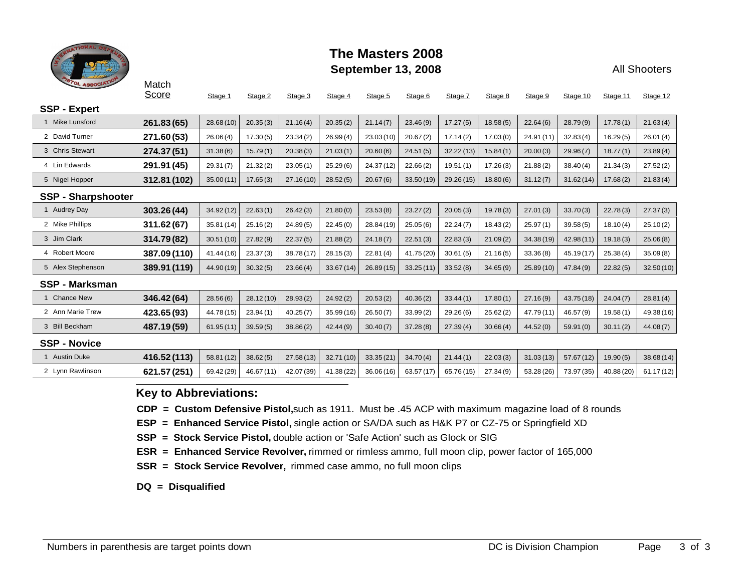# The Masters 2008

## September 13, 2008

All Shooters

| | Match Score | Stage 1 | Stage 2 | Stage 3 | Stage 4 | Stage 5 | Stage 6 | Stage 7 | Stage 8 | Stage 9 | Stage 10 | Stage 11 | Stage 12 |
|---|---|---|---|---|---|---|---|---|---|---|---|---|---|
| **SSP - Expert** | | | | | | | | | | | | | |
| 1 Mike Lunsford | **261.83 (65)** | 28.68 (10) | 20.35 (3) | 21.16 (4) | 20.35 (2) | 21.14 (7) | 23.46 (9) | 17.27 (5) | 18.58 (5) | 22.64 (6) | 28.79 (9) | 17.78 (1) | 21.63 (4) |
| 2 David Turner | **271.60 (53)** | 26.06 (4) | 17.30 (5) | 23.34 (2) | 26.99 (4) | 23.03 (10) | 20.67 (2) | 17.14 (2) | 17.03 (0) | 24.91 (11) | 32.83 (4) | 16.29 (5) | 26.01 (4) |
| 3 Chris Stewart | **274.37 (51)** | 31.38 (6) | 15.79 (1) | 20.38 (3) | 21.03 (1) | 20.60 (6) | 24.51 (5) | 32.22 (13) | 15.84 (1) | 20.00 (3) | 29.96 (7) | 18.77 (1) | 23.89 (4) |
| 4 Lin Edwards | **291.91 (45)** | 29.31 (7) | 21.32 (2) | 23.05 (1) | 25.29 (6) | 24.37 (12) | 22.66 (2) | 19.51 (1) | 17.26 (3) | 21.88 (2) | 38.40 (4) | 21.34 (3) | 27.52 (2) |
| 5 Nigel Hopper | **312.81 (102)** | 35.00 (11) | 17.65 (3) | 27.16 (10) | 28.52 (5) | 20.67 (6) | 33.50 (19) | 29.26 (15) | 18.80 (6) | 31.12 (7) | 31.62 (14) | 17.68 (2) | 21.83 (4) |
| **SSP - Sharpshooter** | | | | | | | | | | | | | |
| 1 Audrey Day | **303.26 (44)** | 34.92 (12) | 22.63 (1) | 26.42 (3) | 21.80 (0) | 23.53 (8) | 23.27 (2) | 20.05 (3) | 19.78 (3) | 27.01 (3) | 33.70 (3) | 22.78 (3) | 27.37 (3) |
| 2 Mike Phillips | **311.62 (67)** | 35.81 (14) | 25.16 (2) | 24.89 (5) | 22.45 (0) | 28.84 (19) | 25.05 (6) | 22.24 (7) | 18.43 (2) | 25.97 (1) | 39.58 (5) | 18.10 (4) | 25.10 (2) |
| 3 Jim Clark | **314.79 (82)** | 30.51 (10) | 27.82 (9) | 22.37 (5) | 21.88 (2) | 24.18 (7) | 22.51 (3) | 22.83 (3) | 21.09 (2) | 34.38 (19) | 42.98 (11) | 19.18 (3) | 25.06 (8) |
| 4 Robert Moore | **387.09 (110)** | 41.44 (16) | 23.37 (3) | 38.78 (17) | 28.15 (3) | 22.81 (4) | 41.75 (20) | 30.61 (5) | 21.16 (5) | 33.36 (8) | 45.19 (17) | 25.38 (4) | 35.09 (8) |
| 5 Alex Stephenson | **389.91 (119)** | 44.90 (19) | 30.32 (5) | 23.66 (4) | 33.67 (14) | 26.89 (15) | 33.25 (11) | 33.52 (8) | 34.65 (9) | 25.89 (10) | 47.84 (9) | 22.82 (5) | 32.50 (10) |
| **SSP - Marksman** | | | | | | | | | | | | | |
| 1 Chance New | **346.42 (64)** | 28.56 (6) | 28.12 (10) | 28.93 (2) | 24.92 (2) | 20.53 (2) | 40.36 (2) | 33.44 (1) | 17.80 (1) | 27.16 (9) | 43.75 (18) | 24.04 (7) | 28.81 (4) |
| 2 Ann Marie Trew | **423.65 (93)** | 44.78 (15) | 23.94 (1) | 40.25 (7) | 35.99 (16) | 26.50 (7) | 33.99 (2) | 29.26 (6) | 25.62 (2) | 47.79 (11) | 46.57 (9) | 19.58 (1) | 49.38 (16) |
| 3 Bill Beckham | **487.19 (59)** | 61.95 (11) | 39.59 (5) | 38.86 (2) | 42.44 (9) | 30.40 (7) | 37.28 (8) | 27.39 (4) | 30.66 (4) | 44.52 (0) | 59.91 (0) | 30.11 (2) | 44.08 (7) |
| **SSP - Novice** | | | | | | | | | | | | | |
| 1 Austin Duke | **416.52 (113)** | 58.81 (12) | 38.62 (5) | 27.58 (13) | 32.71 (10) | 33.35 (21) | 34.70 (4) | 21.44 (1) | 22.03 (3) | 31.03 (13) | 57.67 (12) | 19.90 (5) | 38.68 (14) |
| 2 Lynn Rawlinson | **621.57 (251)** | 69.42 (29) | 46.67 (11) | 42.07 (39) | 41.38 (22) | 36.06 (16) | 63.57 (17) | 65.76 (15) | 27.34 (9) | 53.28 (26) | 73.97 (35) | 40.88 (20) | 61.17 (12) |

### Key to Abbreviations:

**CDP = Custom Defensive Pistol,** such as 1911. Must be .45 ACP with maximum magazine load of 8 rounds

**ESP = Enhanced Service Pistol,** single action or SA/DA such as H&K P7 or CZ-75 or Springfield XD

**SSP = Stock Service Pistol,** double action or 'Safe Action' such as Glock or SIG

**ESR = Enhanced Service Revolver,** rimmed or rimless ammo, full moon clip, power factor of 165,000

**SSR = Stock Service Revolver,** rimmed case ammo, no full moon clips

**DQ = Disqualified**

Numbers in parenthesis are target points down

DC is Division Champion